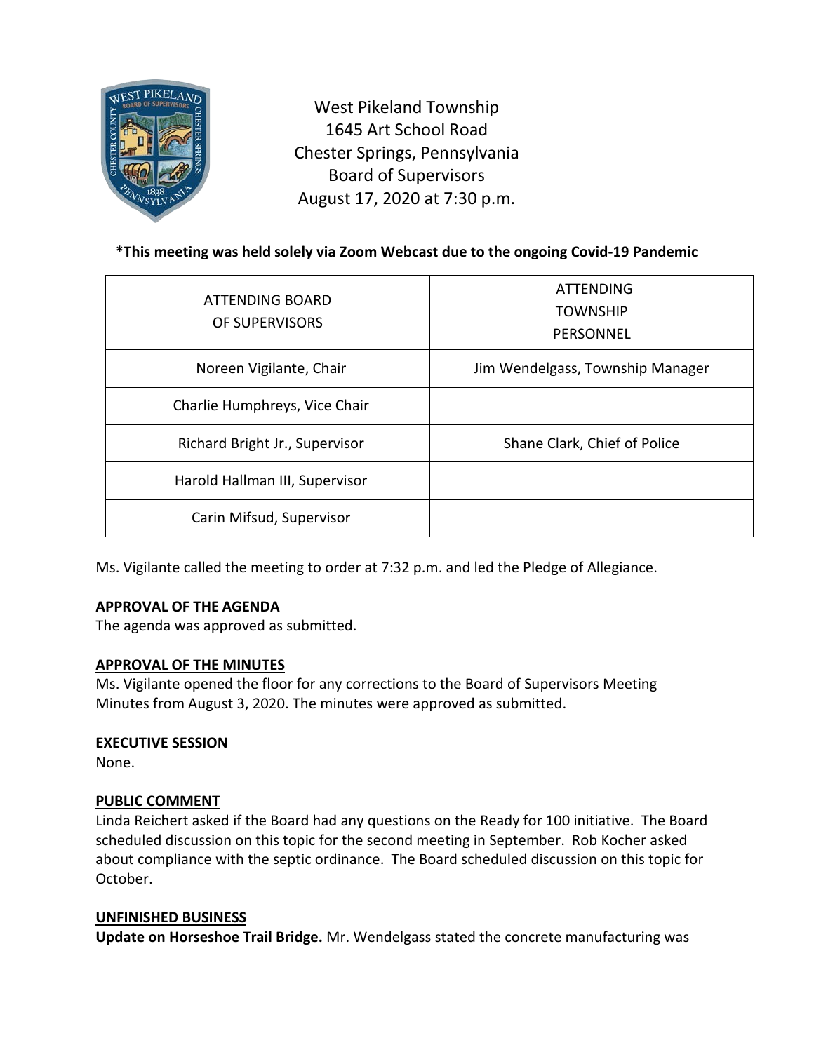West Pikeland Township
1645 Art School Road
Chester Springs, Pennsylvania
Board of Supervisors
August 17, 2020 at 7:30 p.m.

**\*This meeting was held solely via Zoom Webcast due to the ongoing Covid-19 Pandemic**

| ATTENDING BOARD OF SUPERVISORS | ATTENDING TOWNSHIP PERSONNEL |
|---|---|
| Noreen Vigilante, Chair | Jim Wendelgass, Township Manager |
| Charlie Humphreys, Vice Chair | |
| Richard Bright Jr., Supervisor | Shane Clark, Chief of Police |
| Harold Hallman III, Supervisor | |
| Carin Mifsud, Supervisor | |

Ms. Vigilante called the meeting to order at 7:32 p.m. and led the Pledge of Allegiance.

**APPROVAL OF THE AGENDA**
The agenda was approved as submitted.

**APPROVAL OF THE MINUTES**
Ms. Vigilante opened the floor for any corrections to the Board of Supervisors Meeting Minutes from August 3, 2020. The minutes were approved as submitted.

**EXECUTIVE SESSION**
None.

**PUBLIC COMMENT**
Linda Reichert asked if the Board had any questions on the Ready for 100 initiative. The Board scheduled discussion on this topic for the second meeting in September. Rob Kocher asked about compliance with the septic ordinance. The Board scheduled discussion on this topic for October.

**UNFINISHED BUSINESS**
**Update on Horseshoe Trail Bridge.** Mr. Wendelgass stated the concrete manufacturing was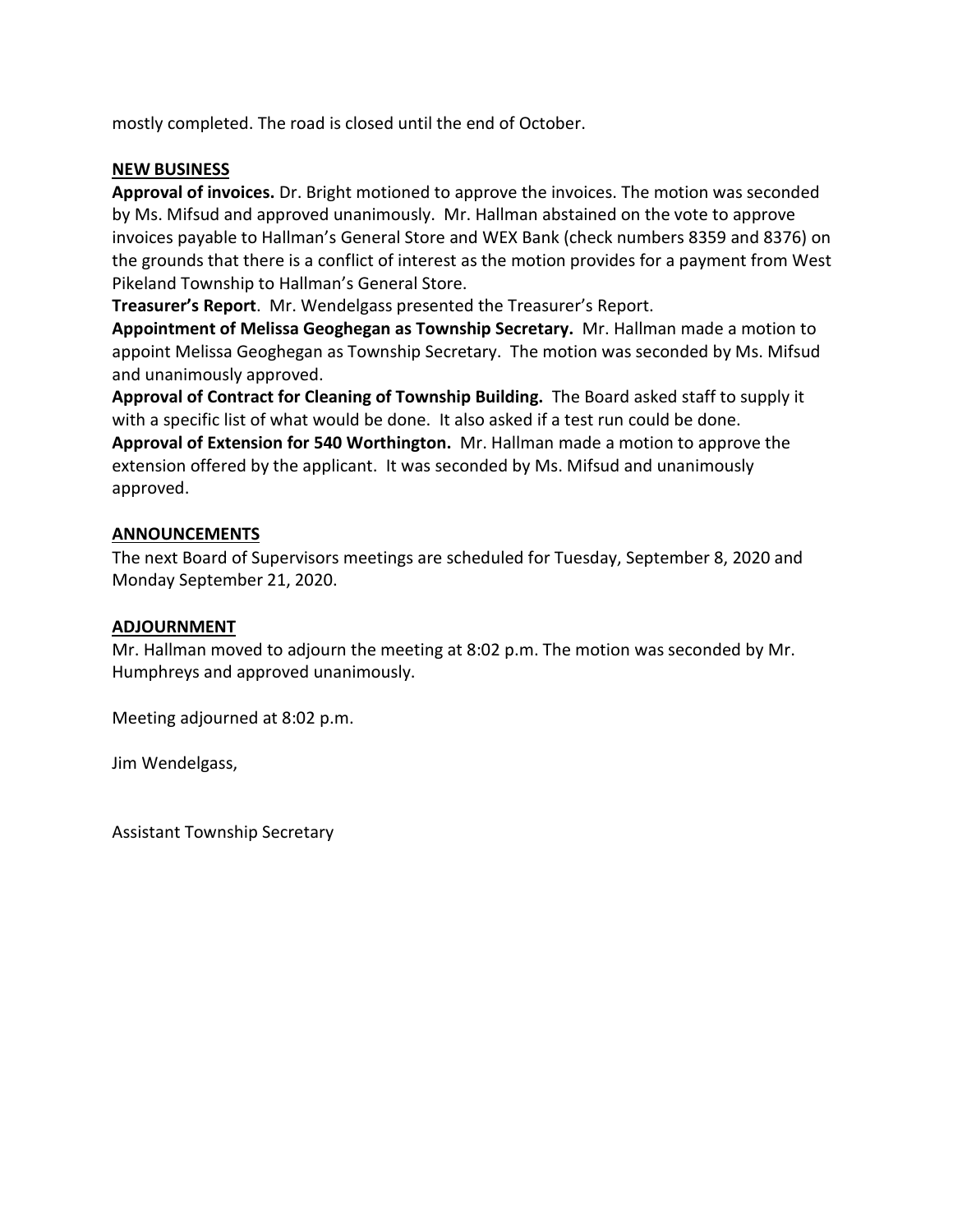mostly completed. The road is closed until the end of October.

**NEW BUSINESS**

**Approval of invoices.** Dr. Bright motioned to approve the invoices. The motion was seconded by Ms. Mifsud and approved unanimously. Mr. Hallman abstained on the vote to approve invoices payable to Hallman's General Store and WEX Bank (check numbers 8359 and 8376) on the grounds that there is a conflict of interest as the motion provides for a payment from West Pikeland Township to Hallman's General Store.

**Treasurer's Report**. Mr. Wendelgass presented the Treasurer's Report.

**Appointment of Melissa Geoghegan as Township Secretary.** Mr. Hallman made a motion to appoint Melissa Geoghegan as Township Secretary. The motion was seconded by Ms. Mifsud and unanimously approved.

**Approval of Contract for Cleaning of Township Building.** The Board asked staff to supply it with a specific list of what would be done. It also asked if a test run could be done.

**Approval of Extension for 540 Worthington.** Mr. Hallman made a motion to approve the extension offered by the applicant. It was seconded by Ms. Mifsud and unanimously approved.

**ANNOUNCEMENTS**

The next Board of Supervisors meetings are scheduled for Tuesday, September 8, 2020 and Monday September 21, 2020.

**ADJOURNMENT**

Mr. Hallman moved to adjourn the meeting at 8:02 p.m. The motion was seconded by Mr. Humphreys and approved unanimously.

Meeting adjourned at 8:02 p.m.

Jim Wendelgass,

Assistant Township Secretary